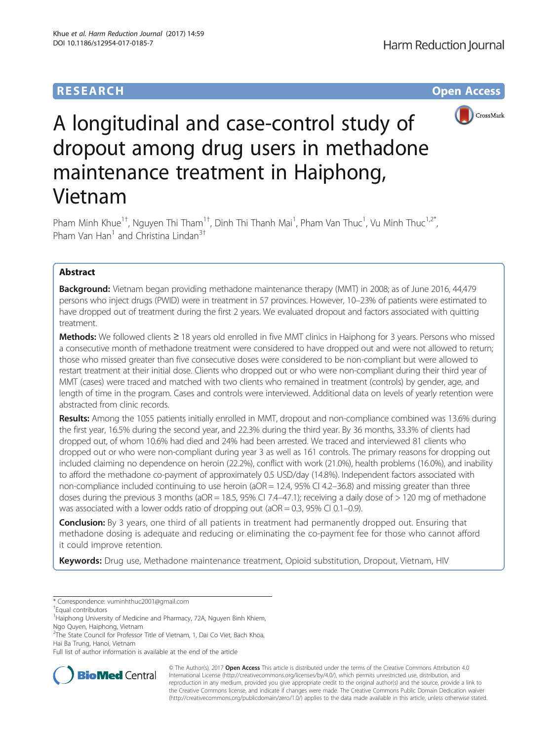RESEARCH Open Access

# A longitudinal and case-control study of dropout among drug users in methadone maintenance treatment in Haiphong, Vietnam

Pham Minh Khue[1†], Nguyen Thi Tham[1†], Dinh Thi Thanh Mai[1], Pham Van Thuc[1], Vu Minh Thuc[1,2*], Pham Van Han[1] and Christina Lindan[3†]

## Abstract

**Background:** Vietnam began providing methadone maintenance therapy (MMT) in 2008; as of June 2016, 44,479 persons who inject drugs (PWID) were in treatment in 57 provinces. However, 10–23% of patients were estimated to have dropped out of treatment during the first 2 years. We evaluated dropout and factors associated with quitting treatment.

**Methods:** We followed clients ≥ 18 years old enrolled in five MMT clinics in Haiphong for 3 years. Persons who missed a consecutive month of methadone treatment were considered to have dropped out and were not allowed to return; those who missed greater than five consecutive doses were considered to be non-compliant but were allowed to restart treatment at their initial dose. Clients who dropped out or who were non-compliant during their third year of MMT (cases) were traced and matched with two clients who remained in treatment (controls) by gender, age, and length of time in the program. Cases and controls were interviewed. Additional data on levels of yearly retention were abstracted from clinic records.

**Results:** Among the 1055 patients initially enrolled in MMT, dropout and non-compliance combined was 13.6% during the first year, 16.5% during the second year, and 22.3% during the third year. By 36 months, 33.3% of clients had dropped out, of whom 10.6% had died and 24% had been arrested. We traced and interviewed 81 clients who dropped out or who were non-compliant during year 3 as well as 161 controls. The primary reasons for dropping out included claiming no dependence on heroin (22.2%), conflict with work (21.0%), health problems (16.0%), and inability to afford the methadone co-payment of approximately 0.5 USD/day (14.8%). Independent factors associated with non-compliance included continuing to use heroin (aOR = 12.4, 95% CI 4.2–36.8) and missing greater than three doses during the previous 3 months (aOR = 18.5, 95% CI 7.4–47.1); receiving a daily dose of > 120 mg of methadone was associated with a lower odds ratio of dropping out (aOR = 0.3, 95% CI 0.1–0.9).

**Conclusion:** By 3 years, one third of all patients in treatment had permanently dropped out. Ensuring that methadone dosing is adequate and reducing or eliminating the co-payment fee for those who cannot afford it could improve retention.

**Keywords:** Drug use, Methadone maintenance treatment, Opioid substitution, Dropout, Vietnam, HIV

---

* Correspondence: vuminhthuc2001@gmail.com

† Equal contributors

[1] Haiphong University of Medicine and Pharmacy, 72A, Nguyen Binh Khiem, Ngo Quyen, Haiphong, Vietnam

[2] The State Council for Professor Title of Vietnam, 1, Dai Co Viet, Bach Khoa, Hai Ba Trung, Hanoi, Vietnam

Full list of author information is available at the end of the article

© The Author(s). 2017 **Open Access** This article is distributed under the terms of the Creative Commons Attribution 4.0 International License (http://creativecommons.org/licenses/by/4.0/), which permits unrestricted use, distribution, and reproduction in any medium, provided you give appropriate credit to the original author(s) and the source, provide a link to the Creative Commons license, and indicate if changes were made. The Creative Commons Public Domain Dedication waiver (http://creativecommons.org/publicdomain/zero/1.0/) applies to the data made available in this article, unless otherwise stated.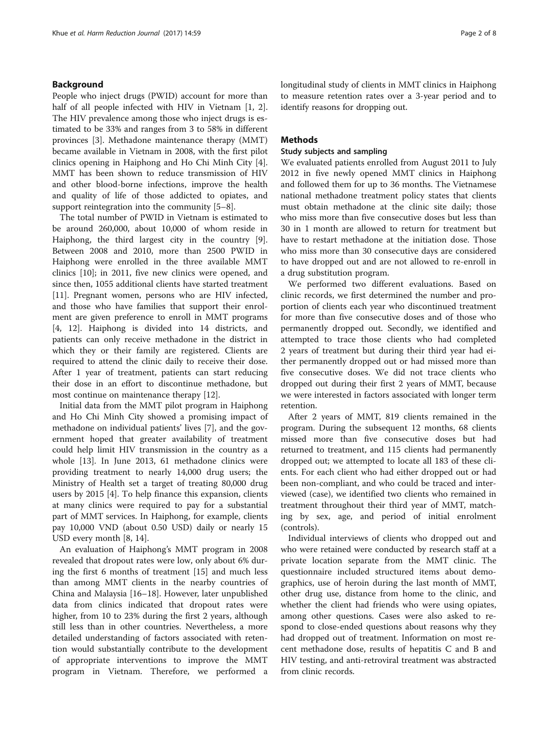## Background

People who inject drugs (PWID) account for more than half of all people infected with HIV in Vietnam [1, 2]. The HIV prevalence among those who inject drugs is estimated to be 33% and ranges from 3 to 58% in different provinces [3]. Methadone maintenance therapy (MMT) became available in Vietnam in 2008, with the first pilot clinics opening in Haiphong and Ho Chi Minh City [4]. MMT has been shown to reduce transmission of HIV and other blood-borne infections, improve the health and quality of life of those addicted to opiates, and support reintegration into the community [5–8].

The total number of PWID in Vietnam is estimated to be around 260,000, about 10,000 of whom reside in Haiphong, the third largest city in the country [9]. Between 2008 and 2010, more than 2500 PWID in Haiphong were enrolled in the three available MMT clinics [10]; in 2011, five new clinics were opened, and since then, 1055 additional clients have started treatment [11]. Pregnant women, persons who are HIV infected, and those who have families that support their enrolment are given preference to enroll in MMT programs [4, 12]. Haiphong is divided into 14 districts, and patients can only receive methadone in the district in which they or their family are registered. Clients are required to attend the clinic daily to receive their dose. After 1 year of treatment, patients can start reducing their dose in an effort to discontinue methadone, but most continue on maintenance therapy [12].

Initial data from the MMT pilot program in Haiphong and Ho Chi Minh City showed a promising impact of methadone on individual patients' lives [7], and the government hoped that greater availability of treatment could help limit HIV transmission in the country as a whole [13]. In June 2013, 61 methadone clinics were providing treatment to nearly 14,000 drug users; the Ministry of Health set a target of treating 80,000 drug users by 2015 [4]. To help finance this expansion, clients at many clinics were required to pay for a substantial part of MMT services. In Haiphong, for example, clients pay 10,000 VND (about 0.50 USD) daily or nearly 15 USD every month [8, 14].

An evaluation of Haiphong's MMT program in 2008 revealed that dropout rates were low, only about 6% during the first 6 months of treatment [15] and much less than among MMT clients in the nearby countries of China and Malaysia [16–18]. However, later unpublished data from clinics indicated that dropout rates were higher, from 10 to 23% during the first 2 years, although still less than in other countries. Nevertheless, a more detailed understanding of factors associated with retention would substantially contribute to the development of appropriate interventions to improve the MMT program in Vietnam. Therefore, we performed a longitudinal study of clients in MMT clinics in Haiphong to measure retention rates over a 3-year period and to identify reasons for dropping out.

## Methods

### Study subjects and sampling

We evaluated patients enrolled from August 2011 to July 2012 in five newly opened MMT clinics in Haiphong and followed them for up to 36 months. The Vietnamese national methadone treatment policy states that clients must obtain methadone at the clinic site daily; those who miss more than five consecutive doses but less than 30 in 1 month are allowed to return for treatment but have to restart methadone at the initiation dose. Those who miss more than 30 consecutive days are considered to have dropped out and are not allowed to re-enroll in a drug substitution program.

We performed two different evaluations. Based on clinic records, we first determined the number and proportion of clients each year who discontinued treatment for more than five consecutive doses and of those who permanently dropped out. Secondly, we identified and attempted to trace those clients who had completed 2 years of treatment but during their third year had either permanently dropped out or had missed more than five consecutive doses. We did not trace clients who dropped out during their first 2 years of MMT, because we were interested in factors associated with longer term retention.

After 2 years of MMT, 819 clients remained in the program. During the subsequent 12 months, 68 clients missed more than five consecutive doses but had returned to treatment, and 115 clients had permanently dropped out; we attempted to locate all 183 of these clients. For each client who had either dropped out or had been non-compliant, and who could be traced and interviewed (case), we identified two clients who remained in treatment throughout their third year of MMT, matching by sex, age, and period of initial enrolment (controls).

Individual interviews of clients who dropped out and who were retained were conducted by research staff at a private location separate from the MMT clinic. The questionnaire included structured items about demographics, use of heroin during the last month of MMT, other drug use, distance from home to the clinic, and whether the client had friends who were using opiates, among other questions. Cases were also asked to respond to close-ended questions about reasons why they had dropped out of treatment. Information on most recent methadone dose, results of hepatitis C and B and HIV testing, and anti-retroviral treatment was abstracted from clinic records.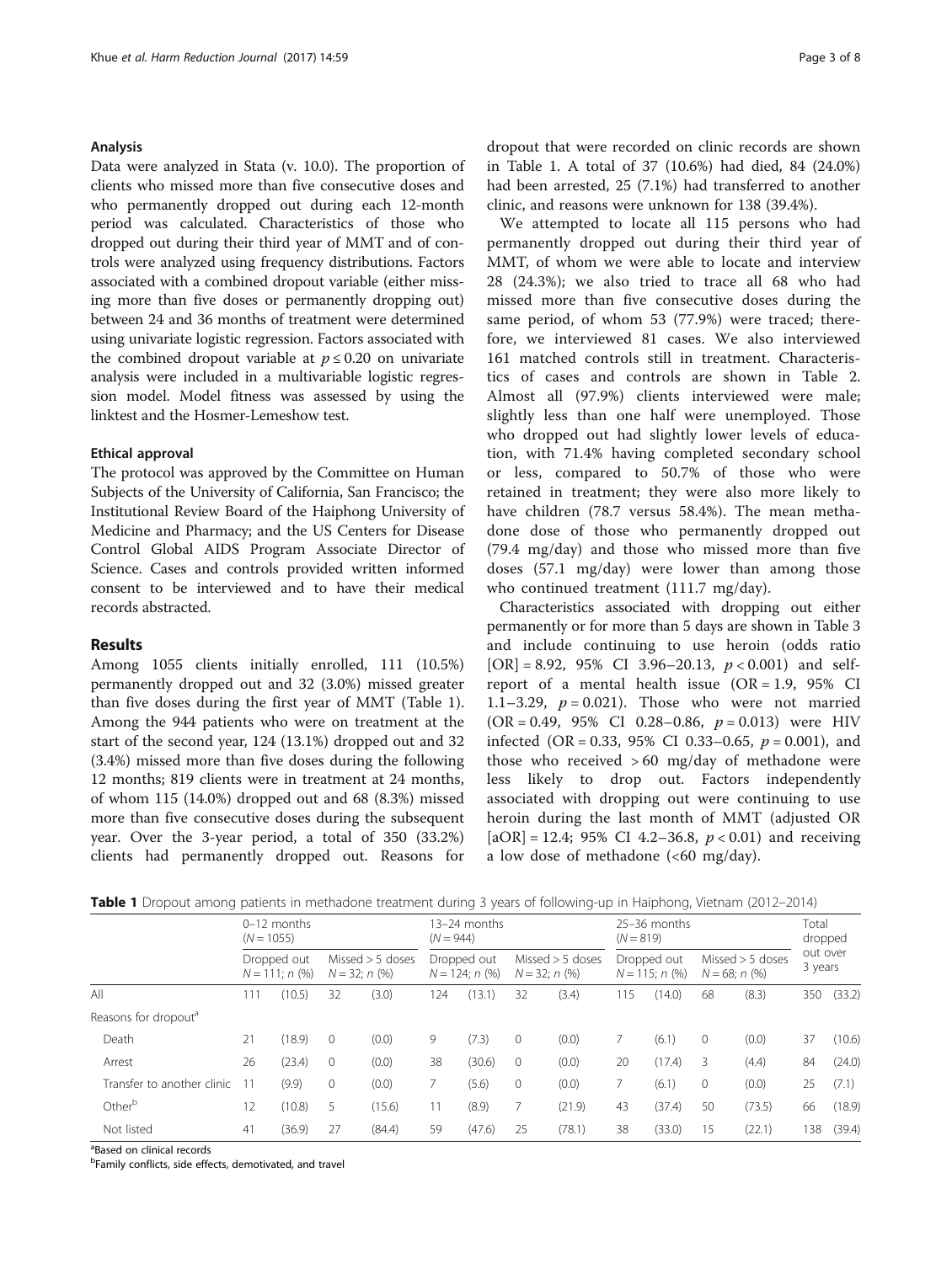### Analysis

Data were analyzed in Stata (v. 10.0). The proportion of clients who missed more than five consecutive doses and who permanently dropped out during each 12-month period was calculated. Characteristics of those who dropped out during their third year of MMT and of controls were analyzed using frequency distributions. Factors associated with a combined dropout variable (either missing more than five doses or permanently dropping out) between 24 and 36 months of treatment were determined using univariate logistic regression. Factors associated with the combined dropout variable at $p \leq 0.20$ on univariate analysis were included in a multivariable logistic regression model. Model fitness was assessed by using the linktest and the Hosmer-Lemeshow test.

### Ethical approval

The protocol was approved by the Committee on Human Subjects of the University of California, San Francisco; the Institutional Review Board of the Haiphong University of Medicine and Pharmacy; and the US Centers for Disease Control Global AIDS Program Associate Director of Science. Cases and controls provided written informed consent to be interviewed and to have their medical records abstracted.

## Results

Among 1055 clients initially enrolled, 111 (10.5%) permanently dropped out and 32 (3.0%) missed greater than five doses during the first year of MMT (Table 1). Among the 944 patients who were on treatment at the start of the second year, 124 (13.1%) dropped out and 32 (3.4%) missed more than five doses during the following 12 months; 819 clients were in treatment at 24 months, of whom 115 (14.0%) dropped out and 68 (8.3%) missed more than five consecutive doses during the subsequent year. Over the 3-year period, a total of 350 (33.2%) clients had permanently dropped out. Reasons for dropout that were recorded on clinic records are shown in Table 1. A total of 37 (10.6%) had died, 84 (24.0%) had been arrested, 25 (7.1%) had transferred to another clinic, and reasons were unknown for 138 (39.4%).

We attempted to locate all 115 persons who had permanently dropped out during their third year of MMT, of whom we were able to locate and interview 28 (24.3%); we also tried to trace all 68 who had missed more than five consecutive doses during the same period, of whom 53 (77.9%) were traced; therefore, we interviewed 81 cases. We also interviewed 161 matched controls still in treatment. Characteristics of cases and controls are shown in Table 2. Almost all (97.9%) clients interviewed were male; slightly less than one half were unemployed. Those who dropped out had slightly lower levels of education, with 71.4% having completed secondary school or less, compared to 50.7% of those who were retained in treatment; they were also more likely to have children (78.7 versus 58.4%). The mean methadone dose of those who permanently dropped out (79.4 mg/day) and those who missed more than five doses (57.1 mg/day) were lower than among those who continued treatment (111.7 mg/day).

Characteristics associated with dropping out either permanently or for more than 5 days are shown in Table 3 and include continuing to use heroin (odds ratio [OR] = 8.92, 95% CI 3.96–20.13, $p < 0.001$) and self-report of a mental health issue (OR = 1.9, 95% CI 1.1–3.29, $p = 0.021$). Those who were not married (OR = 0.49, 95% CI 0.28–0.86, $p = 0.013$) were HIV infected (OR = 0.33, 95% CI 0.33–0.65, $p = 0.001$), and those who received > 60 mg/day of methadone were less likely to drop out. Factors independently associated with dropping out were continuing to use heroin during the last month of MMT (adjusted OR [aOR] = 12.4; 95% CI 4.2–36.8, $p < 0.01$) and receiving a low dose of methadone (<60 mg/day).

**Table 1** Dropout among patients in methadone treatment during 3 years of following-up in Haiphong, Vietnam (2012–2014)

| | 0–12 months ($N = 1055$) | | | | 13–24 months ($N = 944$) | | | | 25–36 months ($N = 819$) | | | | Total dropped out over 3 years | |
|---|---|---|---|---|---|---|---|---|---|---|---|---|---|---|
| | Dropped out $N = 111$; n (%) | | Missed > 5 doses $N = 32$; n (%) | | Dropped out $N = 124$; n (%) | | Missed > 5 doses $N = 32$; n (%) | | Dropped out $N = 115$; n (%) | | Missed > 5 doses $N = 68$; n (%) | | | |
| All | 111 | (10.5) | 32 | (3.0) | 124 | (13.1) | 32 | (3.4) | 115 | (14.0) | 68 | (8.3) | 350 | (33.2) |
| Reasons for dropout[a] | | | | | | | | | | | | | | |
| Death | 21 | (18.9) | 0 | (0.0) | 9 | (7.3) | 0 | (0.0) | 7 | (6.1) | 0 | (0.0) | 37 | (10.6) |
| Arrest | 26 | (23.4) | 0 | (0.0) | 38 | (30.6) | 0 | (0.0) | 20 | (17.4) | 3 | (4.4) | 84 | (24.0) |
| Transfer to another clinic | 11 | (9.9) | 0 | (0.0) | 7 | (5.6) | 0 | (0.0) | 7 | (6.1) | 0 | (0.0) | 25 | (7.1) |
| Other[b] | 12 | (10.8) | 5 | (15.6) | 11 | (8.9) | 7 | (21.9) | 43 | (37.4) | 50 | (73.5) | 66 | (18.9) |
| Not listed | 41 | (36.9) | 27 | (84.4) | 59 | (47.6) | 25 | (78.1) | 38 | (33.0) | 15 | (22.1) | 138 | (39.4) |

[a]Based on clinical records

[b]Family conflicts, side effects, demotivated, and travel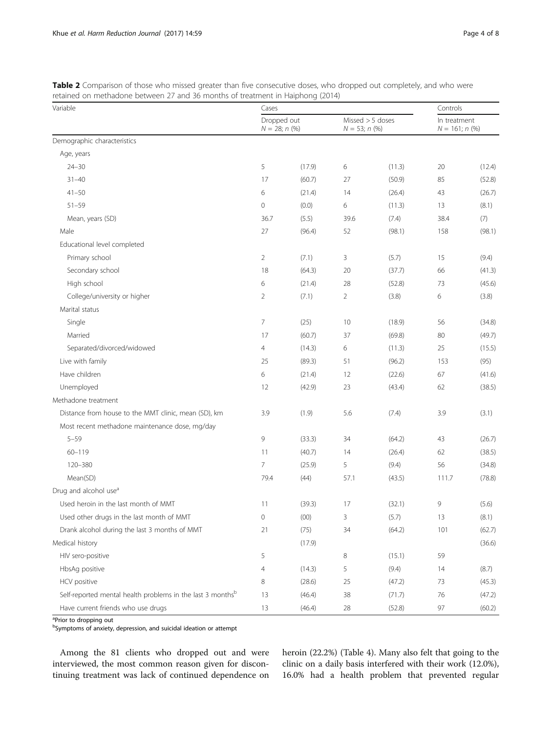**Table 2** Comparison of those who missed greater than five consecutive doses, who dropped out completely, and who were retained on methadone between 27 and 36 months of treatment in Haiphong (2014)

| Variable | Cases | | | | Controls | |
|---|---|---|---|---|---|---|
| | Dropped out $N = 28$; *n* (%) | | Missed > 5 doses $N = 53$; *n* (%) | | In treatment $N = 161$; *n* (%) | |
| Demographic characteristics | | | | | | |
| Age, years | | | | | | |
| 24–30 | 5 | (17.9) | 6 | (11.3) | 20 | (12.4) |
| 31–40 | 17 | (60.7) | 27 | (50.9) | 85 | (52.8) |
| 41–50 | 6 | (21.4) | 14 | (26.4) | 43 | (26.7) |
| 51–59 | 0 | (0.0) | 6 | (11.3) | 13 | (8.1) |
| Mean, years (SD) | 36.7 | (5.5) | 39.6 | (7.4) | 38.4 | (7) |
| Male | 27 | (96.4) | 52 | (98.1) | 158 | (98.1) |
| Educational level completed | | | | | | |
| Primary school | 2 | (7.1) | 3 | (5.7) | 15 | (9.4) |
| Secondary school | 18 | (64.3) | 20 | (37.7) | 66 | (41.3) |
| High school | 6 | (21.4) | 28 | (52.8) | 73 | (45.6) |
| College/university or higher | 2 | (7.1) | 2 | (3.8) | 6 | (3.8) |
| Marital status | | | | | | |
| Single | 7 | (25) | 10 | (18.9) | 56 | (34.8) |
| Married | 17 | (60.7) | 37 | (69.8) | 80 | (49.7) |
| Separated/divorced/widowed | 4 | (14.3) | 6 | (11.3) | 25 | (15.5) |
| Live with family | 25 | (89.3) | 51 | (96.2) | 153 | (95) |
| Have children | 6 | (21.4) | 12 | (22.6) | 67 | (41.6) |
| Unemployed | 12 | (42.9) | 23 | (43.4) | 62 | (38.5) |
| Methadone treatment | | | | | | |
| Distance from house to the MMT clinic, mean (SD), km | 3.9 | (1.9) | 5.6 | (7.4) | 3.9 | (3.1) |
| Most recent methadone maintenance dose, mg/day | | | | | | |
| 5–59 | 9 | (33.3) | 34 | (64.2) | 43 | (26.7) |
| 60–119 | 11 | (40.7) | 14 | (26.4) | 62 | (38.5) |
| 120–380 | 7 | (25.9) | 5 | (9.4) | 56 | (34.8) |
| Mean(SD) | 79.4 | (44) | 57.1 | (43.5) | 111.7 | (78.8) |
| Drug and alcohol use[a] | | | | | | |
| Used heroin in the last month of MMT | 11 | (39.3) | 17 | (32.1) | 9 | (5.6) |
| Used other drugs in the last month of MMT | 0 | (00) | 3 | (5.7) | 13 | (8.1) |
| Drank alcohol during the last 3 months of MMT | 21 | (75) | 34 | (64.2) | 101 | (62.7) |
| Medical history | | (17.9) | | | | (36.6) |
| HIV sero-positive | 5 | | 8 | (15.1) | 59 | |
| HbsAg positive | 4 | (14.3) | 5 | (9.4) | 14 | (8.7) |
| HCV positive | 8 | (28.6) | 25 | (47.2) | 73 | (45.3) |
| Self-reported mental health problems in the last 3 months[b] | 13 | (46.4) | 38 | (71.7) | 76 | (47.2) |
| Have current friends who use drugs | 13 | (46.4) | 28 | (52.8) | 97 | (60.2) |

[a]Prior to dropping out
[b]Symptoms of anxiety, depression, and suicidal ideation or attempt

Among the 81 clients who dropped out and were interviewed, the most common reason given for discontinuing treatment was lack of continued dependence on heroin (22.2%) (Table 4). Many also felt that going to the clinic on a daily basis interfered with their work (12.0%), 16.0% had a health problem that prevented regular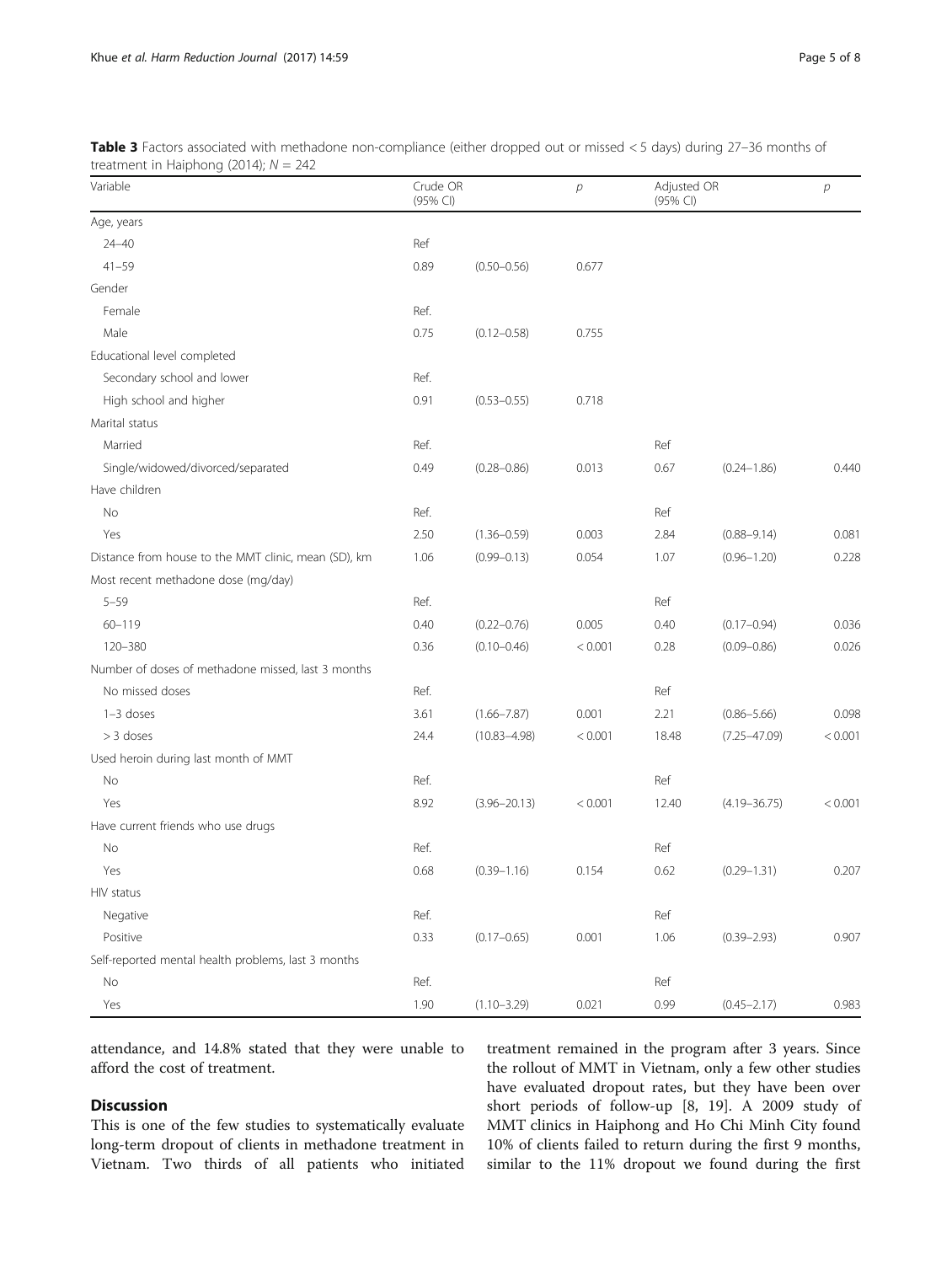**Table 3** Factors associated with methadone non-compliance (either dropped out or missed < 5 days) during 27–36 months of treatment in Haiphong (2014); $N = 242$

| Variable | Crude OR (95% CI) | | *p* | Adjusted OR (95% CI) | | *p* |
|---|---|---|---|---|---|---|
| Age, years | | | | | | |
| 24–40 | Ref | | | | | |
| 41–59 | 0.89 | (0.50–0.56) | 0.677 | | | |
| Gender | | | | | | |
| Female | Ref. | | | | | |
| Male | 0.75 | (0.12–0.58) | 0.755 | | | |
| Educational level completed | | | | | | |
| Secondary school and lower | Ref. | | | | | |
| High school and higher | 0.91 | (0.53–0.55) | 0.718 | | | |
| Marital status | | | | | | |
| Married | Ref. | | | Ref | | |
| Single/widowed/divorced/separated | 0.49 | (0.28–0.86) | 0.013 | 0.67 | (0.24–1.86) | 0.440 |
| Have children | | | | | | |
| No | Ref. | | | Ref | | |
| Yes | 2.50 | (1.36–0.59) | 0.003 | 2.84 | (0.88–9.14) | 0.081 |
| Distance from house to the MMT clinic, mean (SD), km | 1.06 | (0.99–0.13) | 0.054 | 1.07 | (0.96–1.20) | 0.228 |
| Most recent methadone dose (mg/day) | | | | | | |
| 5–59 | Ref. | | | Ref | | |
| 60–119 | 0.40 | (0.22–0.76) | 0.005 | 0.40 | (0.17–0.94) | 0.036 |
| 120–380 | 0.36 | (0.10–0.46) | < 0.001 | 0.28 | (0.09–0.86) | 0.026 |
| Number of doses of methadone missed, last 3 months | | | | | | |
| No missed doses | Ref. | | | Ref | | |
| 1–3 doses | 3.61 | (1.66–7.87) | 0.001 | 2.21 | (0.86–5.66) | 0.098 |
| > 3 doses | 24.4 | (10.83–4.98) | < 0.001 | 18.48 | (7.25–47.09) | < 0.001 |
| Used heroin during last month of MMT | | | | | | |
| No | Ref. | | | Ref | | |
| Yes | 8.92 | (3.96–20.13) | < 0.001 | 12.40 | (4.19–36.75) | < 0.001 |
| Have current friends who use drugs | | | | | | |
| No | Ref. | | | Ref | | |
| Yes | 0.68 | (0.39–1.16) | 0.154 | 0.62 | (0.29–1.31) | 0.207 |
| HIV status | | | | | | |
| Negative | Ref. | | | Ref | | |
| Positive | 0.33 | (0.17–0.65) | 0.001 | 1.06 | (0.39–2.93) | 0.907 |
| Self-reported mental health problems, last 3 months | | | | | | |
| No | Ref. | | | Ref | | |
| Yes | 1.90 | (1.10–3.29) | 0.021 | 0.99 | (0.45–2.17) | 0.983 |

attendance, and 14.8% stated that they were unable to afford the cost of treatment.

## Discussion

This is one of the few studies to systematically evaluate long-term dropout of clients in methadone treatment in Vietnam. Two thirds of all patients who initiated treatment remained in the program after 3 years. Since the rollout of MMT in Vietnam, only a few other studies have evaluated dropout rates, but they have been over short periods of follow-up [8, 19]. A 2009 study of MMT clinics in Haiphong and Ho Chi Minh City found 10% of clients failed to return during the first 9 months, similar to the 11% dropout we found during the first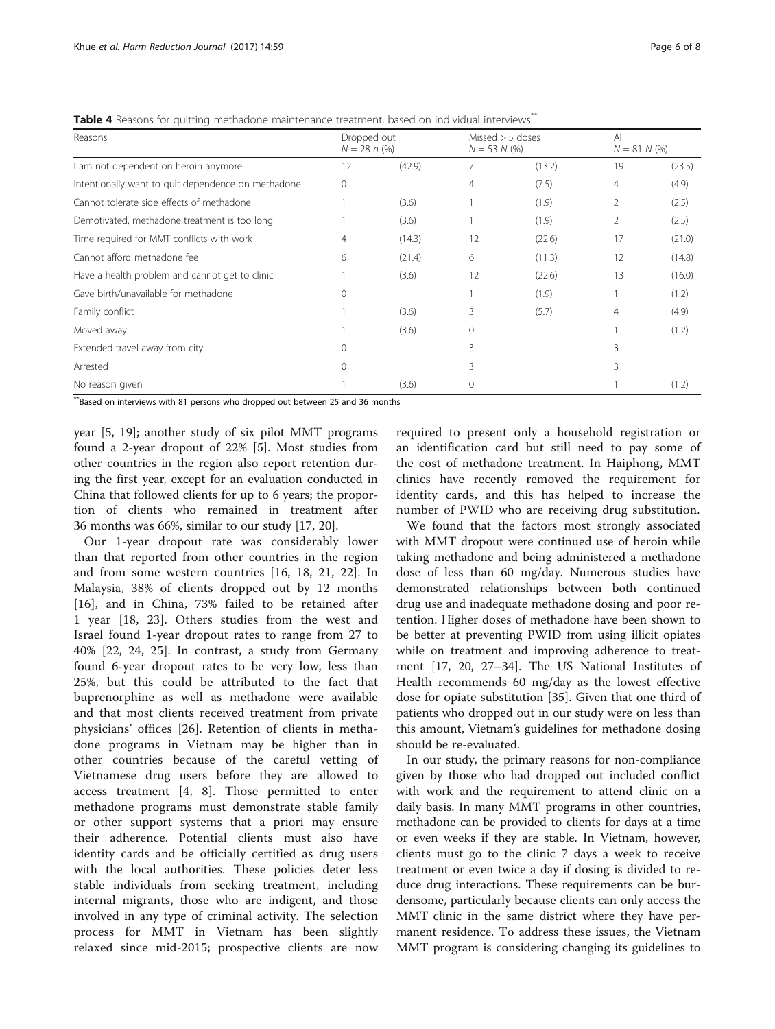**Table 4** Reasons for quitting methadone maintenance treatment, based on individual interviews**

| Reasons | Dropped out $N = 28$ *n* (%) | | Missed > 5 doses $N = 53$ *N* (%) | | All $N = 81$ *N* (%) | |
|---|---|---|---|---|---|---|
| I am not dependent on heroin anymore | 12 | (42.9) | 7 | (13.2) | 19 | (23.5) |
| Intentionally want to quit dependence on methadone | 0 | | 4 | (7.5) | 4 | (4.9) |
| Cannot tolerate side effects of methadone | 1 | (3.6) | 1 | (1.9) | 2 | (2.5) |
| Demotivated, methadone treatment is too long | 1 | (3.6) | 1 | (1.9) | 2 | (2.5) |
| Time required for MMT conflicts with work | 4 | (14.3) | 12 | (22.6) | 17 | (21.0) |
| Cannot afford methadone fee | 6 | (21.4) | 6 | (11.3) | 12 | (14.8) |
| Have a health problem and cannot get to clinic | 1 | (3.6) | 12 | (22.6) | 13 | (16.0) |
| Gave birth/unavailable for methadone | 0 | | 1 | (1.9) | 1 | (1.2) |
| Family conflict | 1 | (3.6) | 3 | (5.7) | 4 | (4.9) |
| Moved away | 1 | (3.6) | 0 | | 1 | (1.2) |
| Extended travel away from city | 0 | | 3 | | 3 | |
| Arrested | 0 | | 3 | | 3 | |
| No reason given | 1 | (3.6) | 0 | | 1 | (1.2) |

**Based on interviews with 81 persons who dropped out between 25 and 36 months

year [5, 19]; another study of six pilot MMT programs found a 2-year dropout of 22% [5]. Most studies from other countries in the region also report retention during the first year, except for an evaluation conducted in China that followed clients for up to 6 years; the proportion of clients who remained in treatment after 36 months was 66%, similar to our study [17, 20].

Our 1-year dropout rate was considerably lower than that reported from other countries in the region and from some western countries [16, 18, 21, 22]. In Malaysia, 38% of clients dropped out by 12 months [16], and in China, 73% failed to be retained after 1 year [18, 23]. Others studies from the west and Israel found 1-year dropout rates to range from 27 to 40% [22, 24, 25]. In contrast, a study from Germany found 6-year dropout rates to be very low, less than 25%, but this could be attributed to the fact that buprenorphine as well as methadone were available and that most clients received treatment from private physicians' offices [26]. Retention of clients in methadone programs in Vietnam may be higher than in other countries because of the careful vetting of Vietnamese drug users before they are allowed to access treatment [4, 8]. Those permitted to enter methadone programs must demonstrate stable family or other support systems that a priori may ensure their adherence. Potential clients must also have identity cards and be officially certified as drug users with the local authorities. These policies deter less stable individuals from seeking treatment, including internal migrants, those who are indigent, and those involved in any type of criminal activity. The selection process for MMT in Vietnam has been slightly relaxed since mid-2015; prospective clients are now required to present only a household registration or an identification card but still need to pay some of the cost of methadone treatment. In Haiphong, MMT clinics have recently removed the requirement for identity cards, and this has helped to increase the number of PWID who are receiving drug substitution.

We found that the factors most strongly associated with MMT dropout were continued use of heroin while taking methadone and being administered a methadone dose of less than 60 mg/day. Numerous studies have demonstrated relationships between both continued drug use and inadequate methadone dosing and poor retention. Higher doses of methadone have been shown to be better at preventing PWID from using illicit opiates while on treatment and improving adherence to treatment [17, 20, 27–34]. The US National Institutes of Health recommends 60 mg/day as the lowest effective dose for opiate substitution [35]. Given that one third of patients who dropped out in our study were on less than this amount, Vietnam's guidelines for methadone dosing should be re-evaluated.

In our study, the primary reasons for non-compliance given by those who had dropped out included conflict with work and the requirement to attend clinic on a daily basis. In many MMT programs in other countries, methadone can be provided to clients for days at a time or even weeks if they are stable. In Vietnam, however, clients must go to the clinic 7 days a week to receive treatment or even twice a day if dosing is divided to reduce drug interactions. These requirements can be burdensome, particularly because clients can only access the MMT clinic in the same district where they have permanent residence. To address these issues, the Vietnam MMT program is considering changing its guidelines to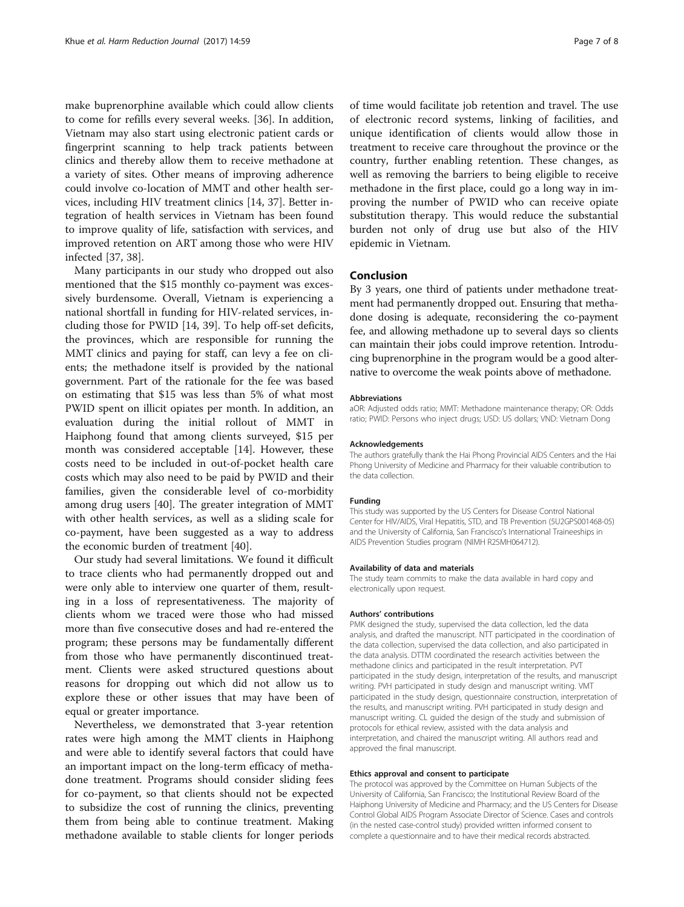make buprenorphine available which could allow clients to come for refills every several weeks. [36]. In addition, Vietnam may also start using electronic patient cards or fingerprint scanning to help track patients between clinics and thereby allow them to receive methadone at a variety of sites. Other means of improving adherence could involve co-location of MMT and other health services, including HIV treatment clinics [14, 37]. Better integration of health services in Vietnam has been found to improve quality of life, satisfaction with services, and improved retention on ART among those who were HIV infected [37, 38].

Many participants in our study who dropped out also mentioned that the $15 monthly co-payment was excessively burdensome. Overall, Vietnam is experiencing a national shortfall in funding for HIV-related services, including those for PWID [14, 39]. To help off-set deficits, the provinces, which are responsible for running the MMT clinics and paying for staff, can levy a fee on clients; the methadone itself is provided by the national government. Part of the rationale for the fee was based on estimating that $15 was less than 5% of what most PWID spent on illicit opiates per month. In addition, an evaluation during the initial rollout of MMT in Haiphong found that among clients surveyed, $15 per month was considered acceptable [14]. However, these costs need to be included in out-of-pocket health care costs which may also need to be paid by PWID and their families, given the considerable level of co-morbidity among drug users [40]. The greater integration of MMT with other health services, as well as a sliding scale for co-payment, have been suggested as a way to address the economic burden of treatment [40].

Our study had several limitations. We found it difficult to trace clients who had permanently dropped out and were only able to interview one quarter of them, resulting in a loss of representativeness. The majority of clients whom we traced were those who had missed more than five consecutive doses and had re-entered the program; these persons may be fundamentally different from those who have permanently discontinued treatment. Clients were asked structured questions about reasons for dropping out which did not allow us to explore these or other issues that may have been of equal or greater importance.

Nevertheless, we demonstrated that 3-year retention rates were high among the MMT clients in Haiphong and were able to identify several factors that could have an important impact on the long-term efficacy of methadone treatment. Programs should consider sliding fees for co-payment, so that clients should not be expected to subsidize the cost of running the clinics, preventing them from being able to continue treatment. Making methadone available to stable clients for longer periods of time would facilitate job retention and travel. The use of electronic record systems, linking of facilities, and unique identification of clients would allow those in treatment to receive care throughout the province or the country, further enabling retention. These changes, as well as removing the barriers to being eligible to receive methadone in the first place, could go a long way in improving the number of PWID who can receive opiate substitution therapy. This would reduce the substantial burden not only of drug use but also of the HIV epidemic in Vietnam.

## Conclusion

By 3 years, one third of patients under methadone treatment had permanently dropped out. Ensuring that methadone dosing is adequate, reconsidering the co-payment fee, and allowing methadone up to several days so clients can maintain their jobs could improve retention. Introducing buprenorphine in the program would be a good alternative to overcome the weak points above of methadone.

#### Abbreviations

aOR: Adjusted odds ratio; MMT: Methadone maintenance therapy; OR: Odds ratio; PWID: Persons who inject drugs; USD: US dollars; VND: Vietnam Dong

#### Acknowledgements

The authors gratefully thank the Hai Phong Provincial AIDS Centers and the Hai Phong University of Medicine and Pharmacy for their valuable contribution to the data collection.

#### Funding

This study was supported by the US Centers for Disease Control National Center for HIV/AIDS, Viral Hepatitis, STD, and TB Prevention (5U2GPS001468-05) and the University of California, San Francisco's International Traineeships in AIDS Prevention Studies program (NIMH R25MH064712).

#### Availability of data and materials

The study team commits to make the data available in hard copy and electronically upon request.

#### Authors' contributions

PMK designed the study, supervised the data collection, led the data analysis, and drafted the manuscript. NTT participated in the coordination of the data collection, supervised the data collection, and also participated in the data analysis. DTTM coordinated the research activities between the methadone clinics and participated in the result interpretation. PVT participated in the study design, interpretation of the results, and manuscript writing. PVH participated in study design and manuscript writing. VMT participated in the study design, questionnaire construction, interpretation of the results, and manuscript writing. PVH participated in study design and manuscript writing. CL guided the design of the study and submission of protocols for ethical review, assisted with the data analysis and interpretation, and chaired the manuscript writing. All authors read and approved the final manuscript.

#### Ethics approval and consent to participate

The protocol was approved by the Committee on Human Subjects of the University of California, San Francisco; the Institutional Review Board of the Haiphong University of Medicine and Pharmacy; and the US Centers for Disease Control Global AIDS Program Associate Director of Science. Cases and controls (in the nested case-control study) provided written informed consent to complete a questionnaire and to have their medical records abstracted.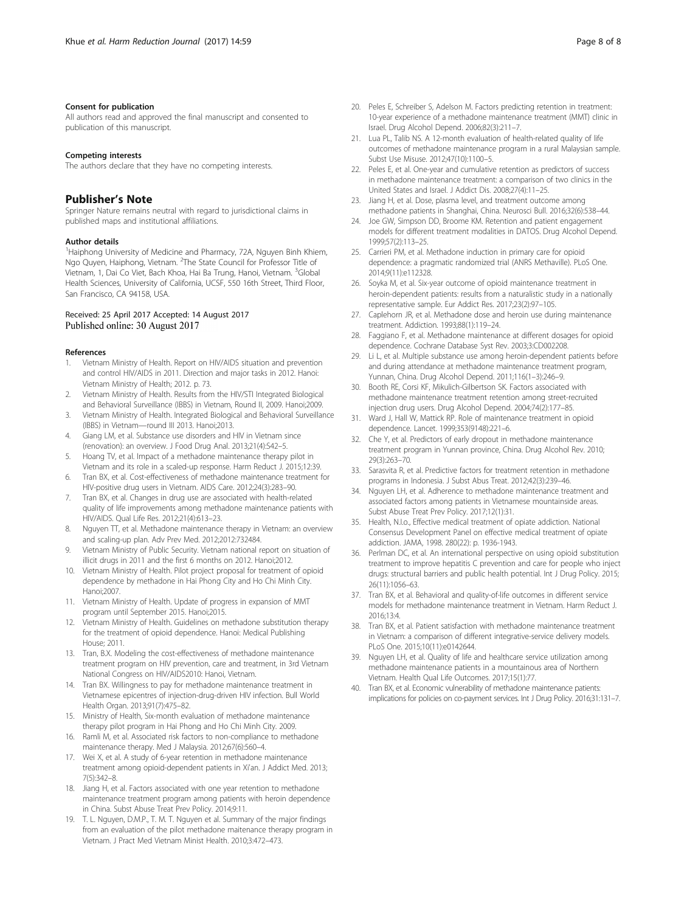#### Consent for publication

All authors read and approved the final manuscript and consented to publication of this manuscript.

#### Competing interests

The authors declare that they have no competing interests.

## Publisher's Note

Springer Nature remains neutral with regard to jurisdictional claims in published maps and institutional affiliations.

#### Author details

[1]Haiphong University of Medicine and Pharmacy, 72A, Nguyen Binh Khiem, Ngo Quyen, Haiphong, Vietnam. [2]The State Council for Professor Title of Vietnam, 1, Dai Co Viet, Bach Khoa, Hai Ba Trung, Hanoi, Vietnam. [3]Global Health Sciences, University of California, UCSF, 550 16th Street, Third Floor, San Francisco, CA 94158, USA.

Received: 25 April 2017 Accepted: 14 August 2017
Published online: 30 August 2017

#### References

1. Vietnam Ministry of Health. Report on HIV/AIDS situation and prevention and control HIV/AIDS in 2011. Direction and major tasks in 2012. Hanoi: Vietnam Ministry of Health; 2012. p. 73.
2. Vietnam Ministry of Health. Results from the HIV/STI Integrated Biological and Behavioral Surveillance (IBBS) in Vietnam, Round II, 2009. Hanoi;2009.
3. Vietnam Ministry of Health. Integrated Biological and Behavioral Surveillance (IBBS) in Vietnam—round III 2013. Hanoi;2013.
4. Giang LM, et al. Substance use disorders and HIV in Vietnam since (renovation): an overview. J Food Drug Anal. 2013;21(4):S42–5.
5. Hoang TV, et al. Impact of a methadone maintenance therapy pilot in Vietnam and its role in a scaled-up response. Harm Reduct J. 2015;12:39.
6. Tran BX, et al. Cost-effectiveness of methadone maintenance treatment for HIV-positive drug users in Vietnam. AIDS Care. 2012;24(3):283–90.
7. Tran BX, et al. Changes in drug use are associated with health-related quality of life improvements among methadone maintenance patients with HIV/AIDS. Qual Life Res. 2012;21(4):613–23.
8. Nguyen TT, et al. Methadone maintenance therapy in Vietnam: an overview and scaling-up plan. Adv Prev Med. 2012;2012:732484.
9. Vietnam Ministry of Public Security. Vietnam national report on situation of illicit drugs in 2011 and the first 6 months on 2012. Hanoi;2012.
10. Vietnam Ministry of Health. Pilot project proposal for treatment of opioid dependence by methadone in Hai Phong City and Ho Chi Minh City. Hanoi;2007.
11. Vietnam Ministry of Health. Update of progress in expansion of MMT program until September 2015. Hanoi;2015.
12. Vietnam Ministry of Health. Guidelines on methadone substitution therapy for the treatment of opioid dependence. Hanoi: Medical Publishing House; 2011.
13. Tran, B.X. Modeling the cost-effectiveness of methadone maintenance treatment program on HIV prevention, care and treatment, in 3rd Vietnam National Congress on HIV/AIDS2010: Hanoi, Vietnam.
14. Tran BX. Willingness to pay for methadone maintenance treatment in Vietnamese epicentres of injection-drug-driven HIV infection. Bull World Health Organ. 2013;91(7):475–82.
15. Ministry of Health, Six-month evaluation of methadone maintenance therapy pilot program in Hai Phong and Ho Chi Minh City. 2009.
16. Ramli M, et al. Associated risk factors to non-compliance to methadone maintenance therapy. Med J Malaysia. 2012;67(6):560–4.
17. Wei X, et al. A study of 6-year retention in methadone maintenance treatment among opioid-dependent patients in Xi'an. J Addict Med. 2013; 7(5):342–8.
18. Jiang H, et al. Factors associated with one year retention to methadone maintenance treatment program among patients with heroin dependence in China. Subst Abuse Treat Prev Policy. 2014;9:11.
19. T. L. Nguyen, D.M.P., T. M. T. Nguyen et al. Summary of the major findings from an evaluation of the pilot methadone maitenance therapy program in Vietnam. J Pract Med Vietnam Minist Health. 2010;3:472–473.
20. Peles E, Schreiber S, Adelson M. Factors predicting retention in treatment: 10-year experience of a methadone maintenance treatment (MMT) clinic in Israel. Drug Alcohol Depend. 2006;82(3):211–7.
21. Lua PL, Talib NS. A 12-month evaluation of health-related quality of life outcomes of methadone maintenance program in a rural Malaysian sample. Subst Use Misuse. 2012;47(10):1100–5.
22. Peles E, et al. One-year and cumulative retention as predictors of success in methadone maintenance treatment: a comparison of two clinics in the United States and Israel. J Addict Dis. 2008;27(4):11–25.
23. Jiang H, et al. Dose, plasma level, and treatment outcome among methadone patients in Shanghai, China. Neurosci Bull. 2016;32(6):538–44.
24. Joe GW, Simpson DD, Broome KM. Retention and patient engagement models for different treatment modalities in DATOS. Drug Alcohol Depend. 1999;57(2):113–25.
25. Carrieri PM, et al. Methadone induction in primary care for opioid dependence: a pragmatic randomized trial (ANRS Methaville). PLoS One. 2014;9(11):e112328.
26. Soyka M, et al. Six-year outcome of opioid maintenance treatment in heroin-dependent patients: results from a naturalistic study in a nationally representative sample. Eur Addict Res. 2017;23(2):97–105.
27. Caplehorn JR, et al. Methadone dose and heroin use during maintenance treatment. Addiction. 1993;88(1):119–24.
28. Faggiano F, et al. Methadone maintenance at different dosages for opioid dependence. Cochrane Database Syst Rev. 2003;3:CD002208.
29. Li L, et al. Multiple substance use among heroin-dependent patients before and during attendance at methadone maintenance treatment program, Yunnan, China. Drug Alcohol Depend. 2011;116(1–3):246–9.
30. Booth RE, Corsi KF, Mikulich-Gilbertson SK. Factors associated with methadone maintenance treatment retention among street-recruited injection drug users. Drug Alcohol Depend. 2004;74(2):177–85.
31. Ward J, Hall W, Mattick RP. Role of maintenance treatment in opioid dependence. Lancet. 1999;353(9148):221–6.
32. Che Y, et al. Predictors of early dropout in methadone maintenance treatment program in Yunnan province, China. Drug Alcohol Rev. 2010; 29(3):263–70.
33. Sarasvita R, et al. Predictive factors for treatment retention in methadone programs in Indonesia. J Subst Abus Treat. 2012;42(3):239–46.
34. Nguyen LH, et al. Adherence to methadone maintenance treatment and associated factors among patients in Vietnamese mountainside areas. Subst Abuse Treat Prev Policy. 2017;12(1):31.
35. Health, N.I.o., Effective medical treatment of opiate addiction. National Consensus Development Panel on effective medical treatment of opiate addiction. JAMA, 1998. 280(22): p. 1936-1943.
36. Perlman DC, et al. An international perspective on using opioid substitution treatment to improve hepatitis C prevention and care for people who inject drugs: structural barriers and public health potential. Int J Drug Policy. 2015; 26(11):1056–63.
37. Tran BX, et al. Behavioral and quality-of-life outcomes in different service models for methadone maintenance treatment in Vietnam. Harm Reduct J. 2016;13:4.
38. Tran BX, et al. Patient satisfaction with methadone maintenance treatment in Vietnam: a comparison of different integrative-service delivery models. PLoS One. 2015;10(11):e0142644.
39. Nguyen LH, et al. Quality of life and healthcare service utilization among methadone maintenance patients in a mountainous area of Northern Vietnam. Health Qual Life Outcomes. 2017;15(1):77.
40. Tran BX, et al. Economic vulnerability of methadone maintenance patients: implications for policies on co-payment services. Int J Drug Policy. 2016;31:131–7.